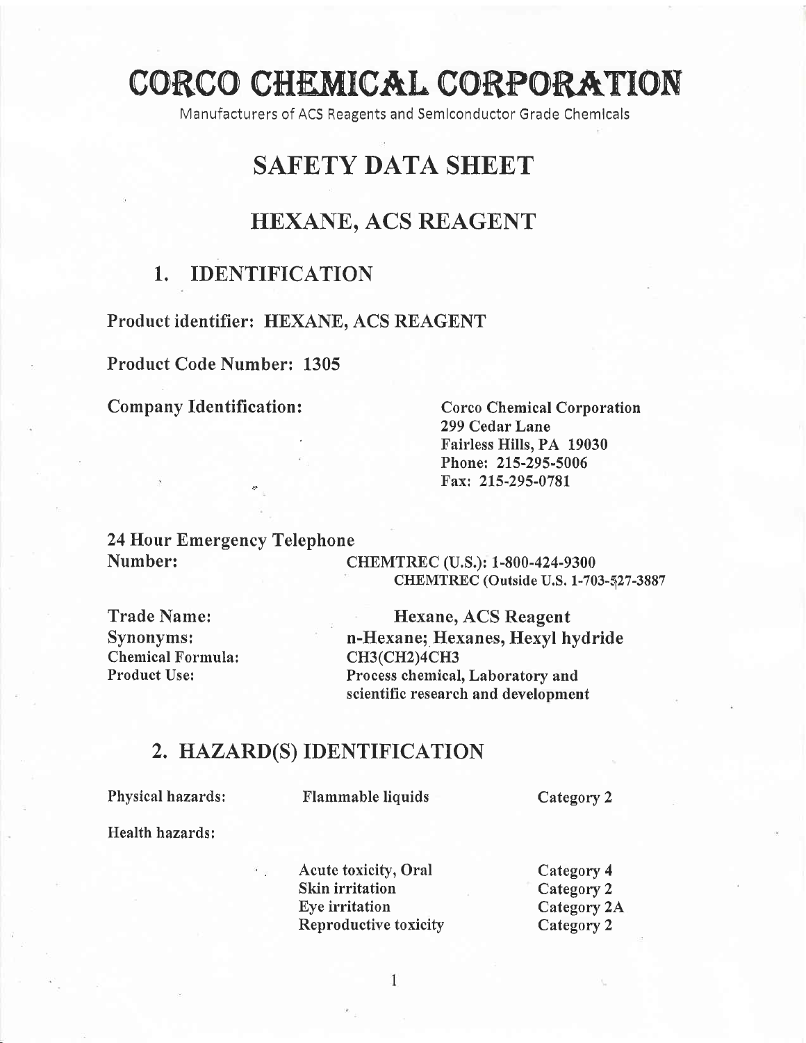# CORCO CHEMICAL CORPORATION

Manufacturers of ACS Reagents and Semiconductor Grade Chemicals

# SAFETY DATA SHEET

## HEXANE, ACS REAGENT

## 1. IDENTIFICATION

**Product identifier: HEXANE, ACS REAGENT**

**Product Code Number: 1305**

**Company Identification:**

**Corco Chemical Corporation**
**299 Cedar Lane**
**Fairless Hills, PA 19030**
**Phone: 215-295-5006**
**Fax: 215-295-0781**

**24 Hour Emergency Telephone Number:**

**CHEMTREC (U.S.): 1-800-424-9300**
**CHEMTREC (Outside U.S. 1-703-527-3887**

| | |
|---|---|
| Trade Name: | **Hexane, ACS Reagent** |
| Synonyms: | **n-Hexane; Hexanes, Hexyl hydride** |
| Chemical Formula: | CH3(CH2)4CH3 |
| Product Use: | **Process chemical, Laboratory and scientific research and development** |

## 2. HAZARD(S) IDENTIFICATION

| | | |
|---|---|---|
| Physical hazards: | Flammable liquids | Category 2 |
| Health hazards: | | |
| | Acute toxicity, Oral | Category 4 |
| | Skin irritation | Category 2 |
| | Eye irritation | Category 2A |
| | Reproductive toxicity | Category 2 |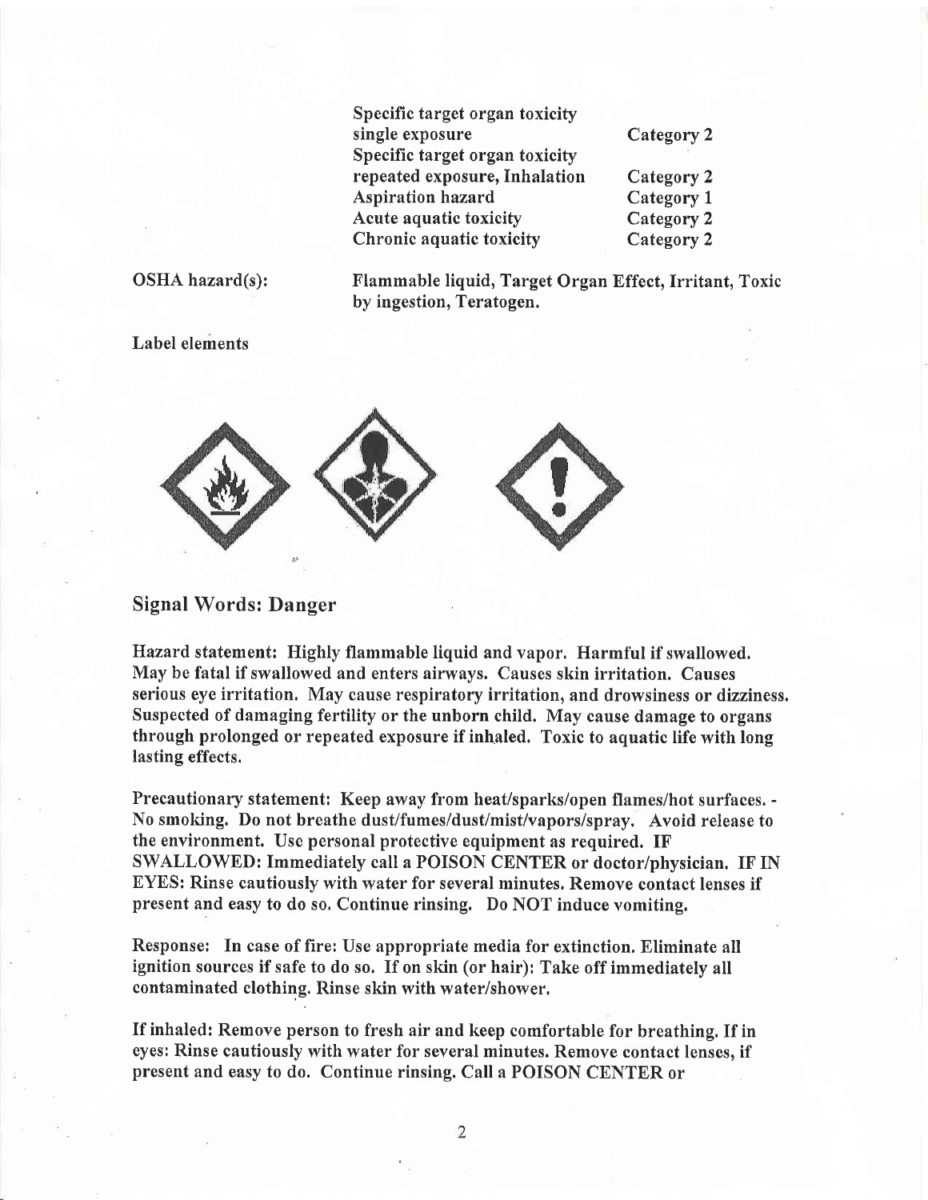| | |
|---|---|
| Specific target organ toxicity single exposure | Category 2 |
| Specific target organ toxicity repeated exposure, Inhalation | Category 2 |
| Aspiration hazard | Category 1 |
| Acute aquatic toxicity | Category 2 |
| Chronic aquatic toxicity | Category 2 |

OSHA hazard(s): **Flammable liquid, Target Organ Effect, Irritant, Toxic by ingestion, Teratogen.**

Label elements

## Signal Words: Danger

**Hazard statement: Highly flammable liquid and vapor. Harmful if swallowed. May be fatal if swallowed and enters airways. Causes skin irritation. Causes serious eye irritation. May cause respiratory irritation, and drowsiness or dizziness. Suspected of damaging fertility or the unborn child. May cause damage to organs through prolonged or repeated exposure if inhaled. Toxic to aquatic life with long lasting effects.**

**Precautionary statement: Keep away from heat/sparks/open flames/hot surfaces. - No smoking. Do not breathe dust/fumes/dust/mist/vapors/spray. Avoid release to the environment. Use personal protective equipment as required. IF SWALLOWED: Immediately call a POISON CENTER or doctor/physician. IF IN EYES: Rinse cautiously with water for several minutes. Remove contact lenses if present and easy to do so. Continue rinsing. Do NOT induce vomiting.**

**Response: In case of fire: Use appropriate media for extinction. Eliminate all ignition sources if safe to do so. If on skin (or hair): Take off immediately all contaminated clothing. Rinse skin with water/shower.**

**If inhaled: Remove person to fresh air and keep comfortable for breathing. If in eyes: Rinse cautiously with water for several minutes. Remove contact lenses, if present and easy to do. Continue rinsing. Call a POISON CENTER or**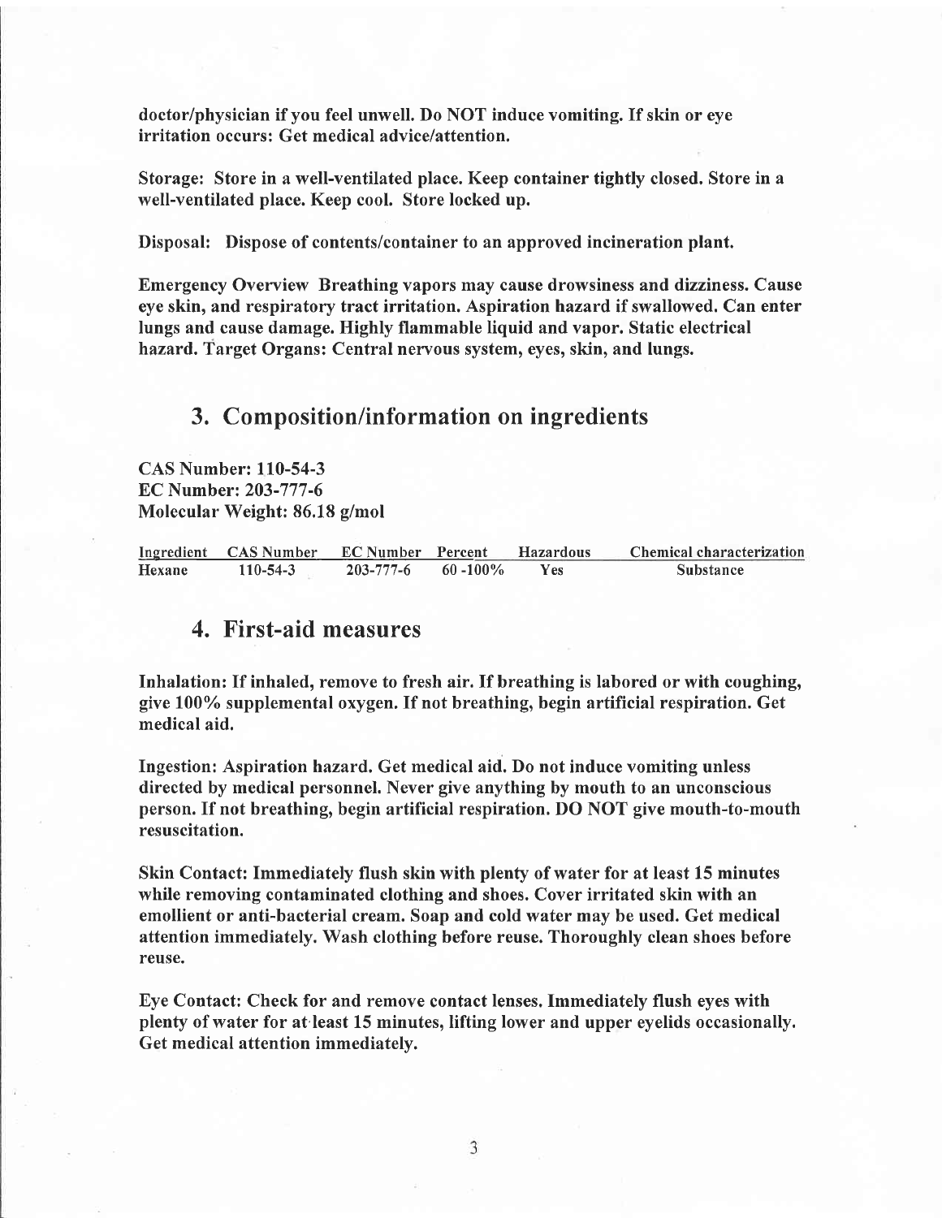**doctor/physician if you feel unwell. Do NOT induce vomiting. If skin or eye irritation occurs: Get medical advice/attention.**

**Storage: Store in a well-ventilated place. Keep container tightly closed. Store in a well-ventilated place. Keep cool. Store locked up.**

**Disposal: Dispose of contents/container to an approved incineration plant.**

**Emergency Overview Breathing vapors may cause drowsiness and dizziness. Cause eye skin, and respiratory tract irritation. Aspiration hazard if swallowed. Can enter lungs and cause damage. Highly flammable liquid and vapor. Static electrical hazard. Target Organs: Central nervous system, eyes, skin, and lungs.**

## 3. Composition/information on ingredients

**CAS Number: 110-54-3**
**EC Number: 203-777-6**
**Molecular Weight: 86.18 g/mol**

| Ingredient | CAS Number | EC Number | Percent | Hazardous | Chemical characterization |
|---|---|---|---|---|---|
| Hexane | 110-54-3 | 203-777-6 | 60 -100% | Yes | Substance |

## 4. First-aid measures

**Inhalation: If inhaled, remove to fresh air. If breathing is labored or with coughing, give 100% supplemental oxygen. If not breathing, begin artificial respiration. Get medical aid.**

**Ingestion: Aspiration hazard. Get medical aid. Do not induce vomiting unless directed by medical personnel. Never give anything by mouth to an unconscious person. If not breathing, begin artificial respiration. DO NOT give mouth-to-mouth resuscitation.**

**Skin Contact: Immediately flush skin with plenty of water for at least 15 minutes while removing contaminated clothing and shoes. Cover irritated skin with an emollient or anti-bacterial cream. Soap and cold water may be used. Get medical attention immediately. Wash clothing before reuse. Thoroughly clean shoes before reuse.**

**Eye Contact: Check for and remove contact lenses. Immediately flush eyes with plenty of water for at least 15 minutes, lifting lower and upper eyelids occasionally. Get medical attention immediately.**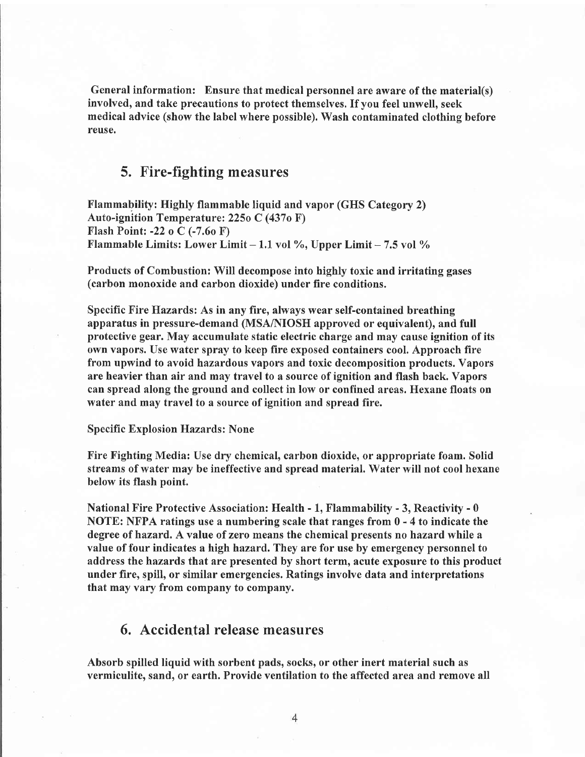**General information: Ensure that medical personnel are aware of the material(s) involved, and take precautions to protect themselves. If you feel unwell, seek medical advice (show the label where possible). Wash contaminated clothing before reuse.**

## 5. Fire-fighting measures

**Flammability: Highly flammable liquid and vapor (GHS Category 2)**
**Auto-ignition Temperature: 225o C (437o F)**
**Flash Point: -22 o C (-7.6o F)**
**Flammable Limits: Lower Limit – 1.1 vol %, Upper Limit – 7.5 vol %**

**Products of Combustion: Will decompose into highly toxic and irritating gases (carbon monoxide and carbon dioxide) under fire conditions.**

**Specific Fire Hazards: As in any fire, always wear self-contained breathing apparatus in pressure-demand (MSA/NIOSH approved or equivalent), and full protective gear. May accumulate static electric charge and may cause ignition of its own vapors. Use water spray to keep fire exposed containers cool. Approach fire from upwind to avoid hazardous vapors and toxic decomposition products. Vapors are heavier than air and may travel to a source of ignition and flash back. Vapors can spread along the ground and collect in low or confined areas. Hexane floats on water and may travel to a source of ignition and spread fire.**

Specific Explosion Hazards: None

**Fire Fighting Media: Use dry chemical, carbon dioxide, or appropriate foam. Solid streams of water may be ineffective and spread material. Water will not cool hexane below its flash point.**

**National Fire Protective Association: Health - 1, Flammability - 3, Reactivity - 0**
**NOTE: NFPA ratings use a numbering scale that ranges from 0 - 4 to indicate the degree of hazard. A value of zero means the chemical presents no hazard while a value of four indicates a high hazard. They are for use by emergency personnel to address the hazards that are presented by short term, acute exposure to this product under fire, spill, or similar emergencies. Ratings involve data and interpretations that may vary from company to company.**

## 6. Accidental release measures

**Absorb spilled liquid with sorbent pads, socks, or other inert material such as vermiculite, sand, or earth. Provide ventilation to the affected area and remove all**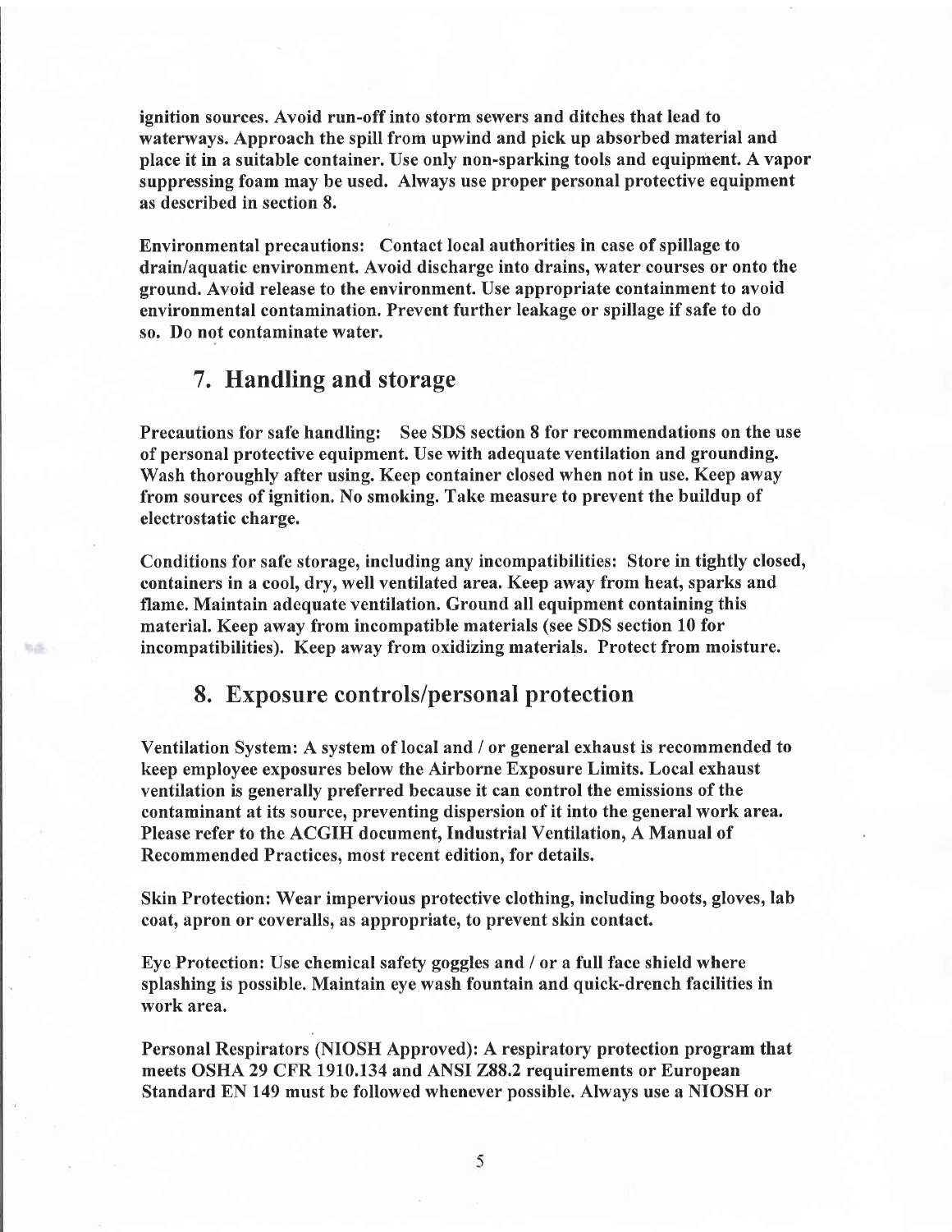**ignition sources. Avoid run-off into storm sewers and ditches that lead to waterways. Approach the spill from upwind and pick up absorbed material and place it in a suitable container. Use only non-sparking tools and equipment. A vapor suppressing foam may be used. Always use proper personal protective equipment as described in section 8.**

**Environmental precautions: Contact local authorities in case of spillage to drain/aquatic environment. Avoid discharge into drains, water courses or onto the ground. Avoid release to the environment. Use appropriate containment to avoid environmental contamination. Prevent further leakage or spillage if safe to do so. Do not contaminate water.**

## 7. Handling and storage

**Precautions for safe handling: See SDS section 8 for recommendations on the use of personal protective equipment. Use with adequate ventilation and grounding. Wash thoroughly after using. Keep container closed when not in use. Keep away from sources of ignition. No smoking. Take measure to prevent the buildup of electrostatic charge.**

**Conditions for safe storage, including any incompatibilities: Store in tightly closed, containers in a cool, dry, well ventilated area. Keep away from heat, sparks and flame. Maintain adequate ventilation. Ground all equipment containing this material. Keep away from incompatible materials (see SDS section 10 for incompatibilities). Keep away from oxidizing materials. Protect from moisture.**

## 8. Exposure controls/personal protection

**Ventilation System: A system of local and / or general exhaust is recommended to keep employee exposures below the Airborne Exposure Limits. Local exhaust ventilation is generally preferred because it can control the emissions of the contaminant at its source, preventing dispersion of it into the general work area. Please refer to the ACGIH document, Industrial Ventilation, A Manual of Recommended Practices, most recent edition, for details.**

**Skin Protection: Wear impervious protective clothing, including boots, gloves, lab coat, apron or coveralls, as appropriate, to prevent skin contact.**

**Eye Protection: Use chemical safety goggles and / or a full face shield where splashing is possible. Maintain eye wash fountain and quick-drench facilities in work area.**

**Personal Respirators (NIOSH Approved): A respiratory protection program that meets OSHA 29 CFR 1910.134 and ANSI Z88.2 requirements or European Standard EN 149 must be followed whenever possible. Always use a NIOSH or**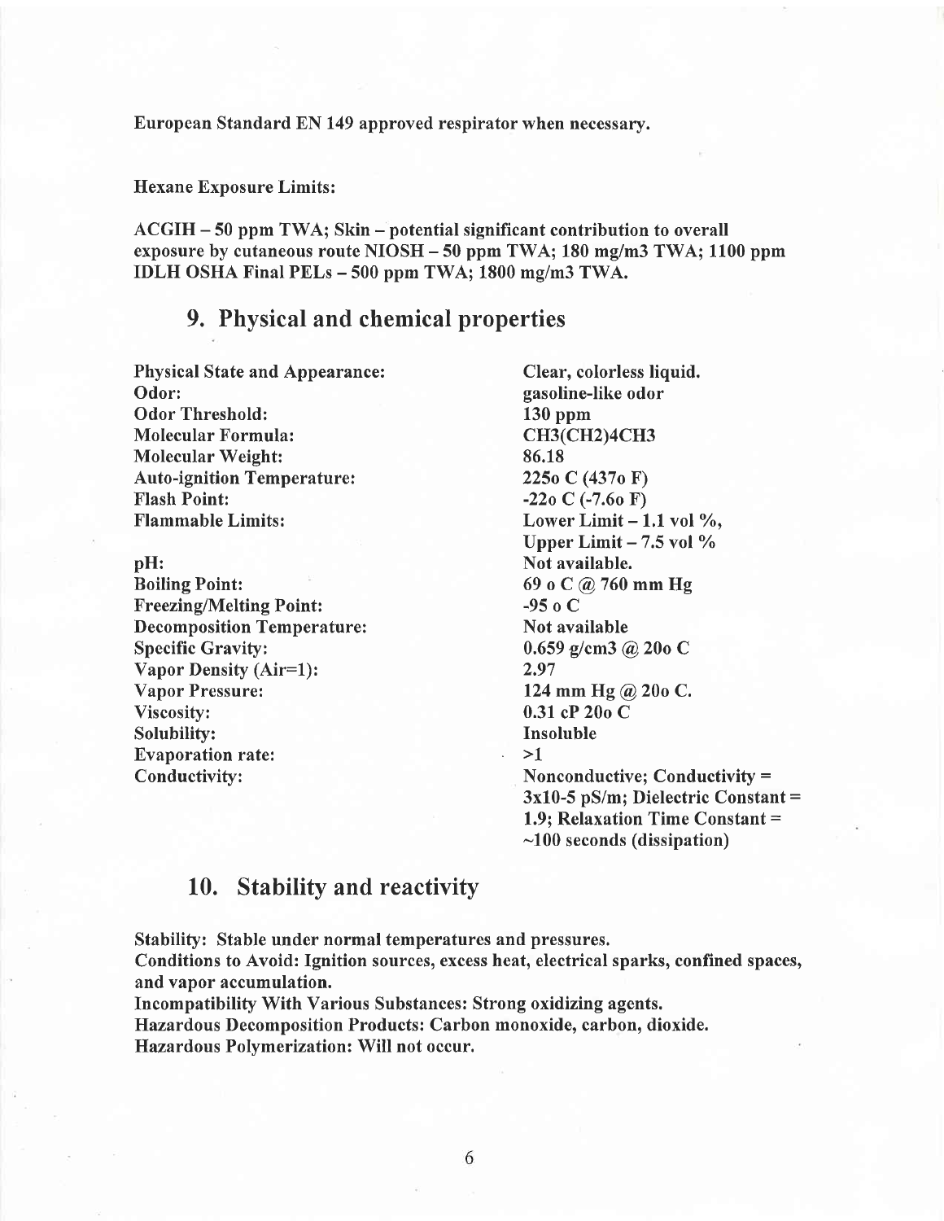**European Standard EN 149 approved respirator when necessary.**

**Hexane Exposure Limits:**

**ACGIH – 50 ppm TWA; Skin – potential significant contribution to overall exposure by cutaneous route NIOSH – 50 ppm TWA; 180 mg/m3 TWA; 1100 ppm IDLH OSHA Final PELs – 500 ppm TWA; 1800 mg/m3 TWA.**

## 9. Physical and chemical properties

| | |
|---|---|
| **Physical State and Appearance:** | **Clear, colorless liquid.** |
| **Odor:** | **gasoline-like odor** |
| **Odor Threshold:** | **130 ppm** |
| **Molecular Formula:** | **$CH_3(CH_2)_4CH_3$** |
| **Molecular Weight:** | **86.18** |
| **Auto-ignition Temperature:** | **225o C (437o F)** |
| **Flash Point:** | **-22o C (-7.6o F)** |
| **Flammable Limits:** | **Lower Limit – 1.1 vol %, Upper Limit – 7.5 vol %** |
| **pH:** | **Not available.** |
| **Boiling Point:** | **69 o C @ 760 mm Hg** |
| **Freezing/Melting Point:** | **-95 o C** |
| **Decomposition Temperature:** | **Not available** |
| **Specific Gravity:** | **0.659 g/cm3 @ 20o C** |
| **Vapor Density (Air=1):** | **2.97** |
| **Vapor Pressure:** | **124 mm Hg @ 20o C.** |
| **Viscosity:** | **0.31 cP 20o C** |
| **Solubility:** | **Insoluble** |
| **Evaporation rate:** | **>1** |
| **Conductivity:** | **Nonconductive; Conductivity = 3x10-5 pS/m; Dielectric Constant = 1.9; Relaxation Time Constant = ~100 seconds (dissipation)** |

## 10. Stability and reactivity

**Stability: Stable under normal temperatures and pressures.**
**Conditions to Avoid: Ignition sources, excess heat, electrical sparks, confined spaces, and vapor accumulation.**
**Incompatibility With Various Substances: Strong oxidizing agents.**
**Hazardous Decomposition Products: Carbon monoxide, carbon, dioxide.**
**Hazardous Polymerization: Will not occur.**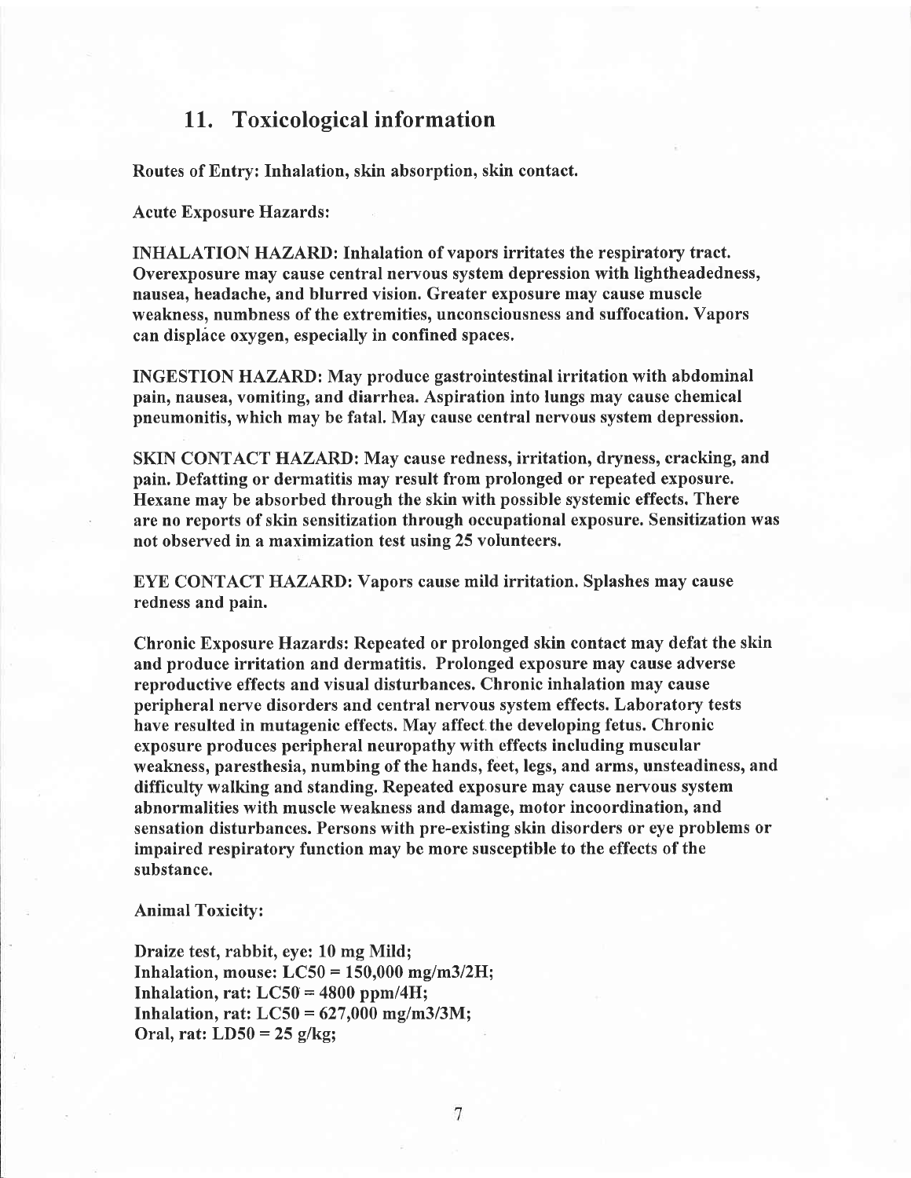## 11. Toxicological information

**Routes of Entry: Inhalation, skin absorption, skin contact.**

**Acute Exposure Hazards:**

**INHALATION HAZARD: Inhalation of vapors irritates the respiratory tract. Overexposure may cause central nervous system depression with lightheadedness, nausea, headache, and blurred vision. Greater exposure may cause muscle weakness, numbness of the extremities, unconsciousness and suffocation. Vapors can displace oxygen, especially in confined spaces.**

**INGESTION HAZARD: May produce gastrointestinal irritation with abdominal pain, nausea, vomiting, and diarrhea. Aspiration into lungs may cause chemical pneumonitis, which may be fatal. May cause central nervous system depression.**

**SKIN CONTACT HAZARD: May cause redness, irritation, dryness, cracking, and pain. Defatting or dermatitis may result from prolonged or repeated exposure. Hexane may be absorbed through the skin with possible systemic effects. There are no reports of skin sensitization through occupational exposure. Sensitization was not observed in a maximization test using 25 volunteers.**

**EYE CONTACT HAZARD: Vapors cause mild irritation. Splashes may cause redness and pain.**

**Chronic Exposure Hazards: Repeated or prolonged skin contact may defat the skin and produce irritation and dermatitis. Prolonged exposure may cause adverse reproductive effects and visual disturbances. Chronic inhalation may cause peripheral nerve disorders and central nervous system effects. Laboratory tests have resulted in mutagenic effects. May affect the developing fetus. Chronic exposure produces peripheral neuropathy with effects including muscular weakness, paresthesia, numbing of the hands, feet, legs, and arms, unsteadiness, and difficulty walking and standing. Repeated exposure may cause nervous system abnormalities with muscle weakness and damage, motor incoordination, and sensation disturbances. Persons with pre-existing skin disorders or eye problems or impaired respiratory function may be more susceptible to the effects of the substance.**

**Animal Toxicity:**

**Draize test, rabbit, eye: 10 mg Mild;**
**Inhalation, mouse: LC50 = 150,000 mg/m3/2H;**
**Inhalation, rat: LC50 = 4800 ppm/4H;**
**Inhalation, rat: LC50 = 627,000 mg/m3/3M;**
**Oral, rat: LD50 = 25 g/kg;**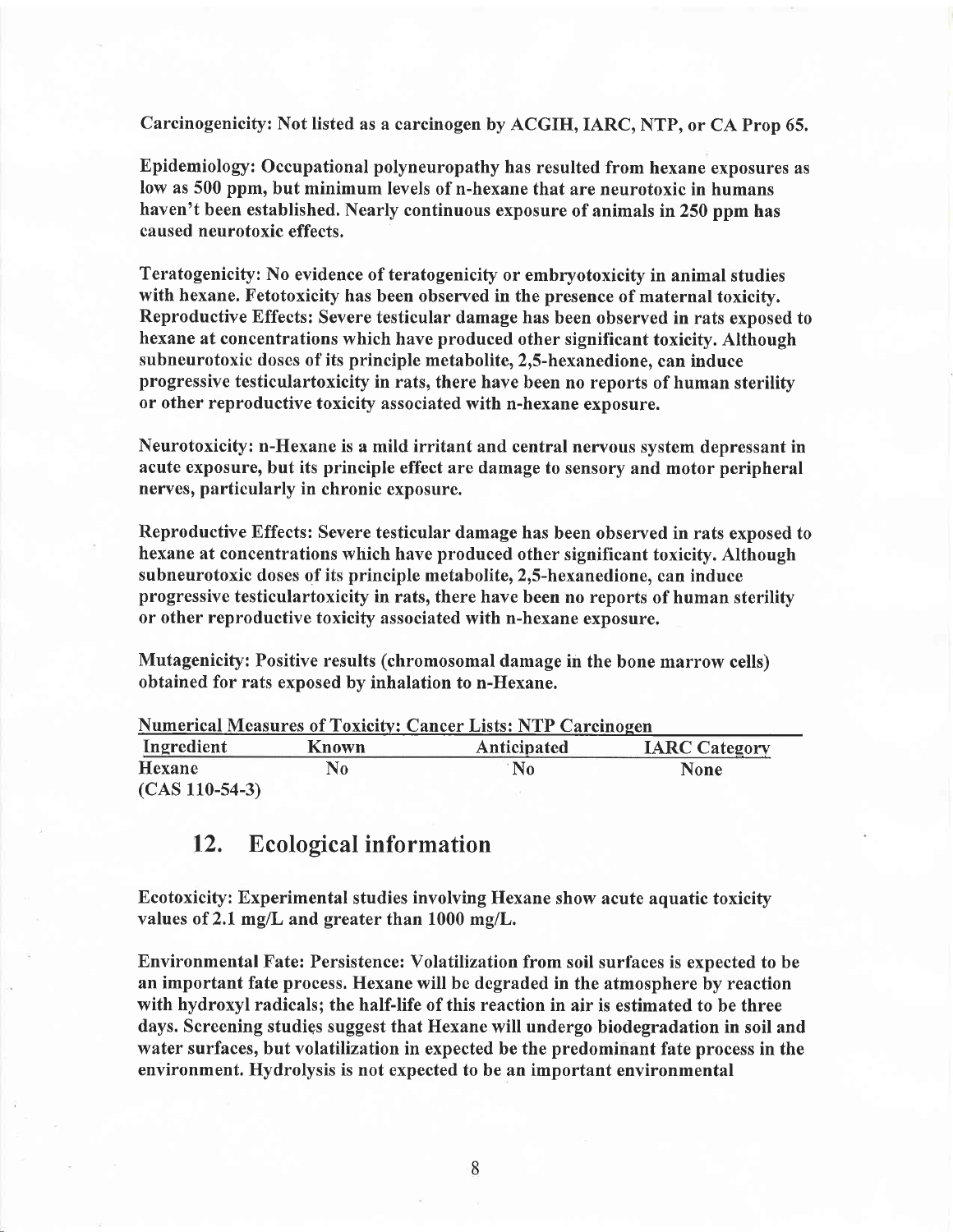**Carcinogenicity: Not listed as a carcinogen by ACGIH, IARC, NTP, or CA Prop 65.**

**Epidemiology: Occupational polyneuropathy has resulted from hexane exposures as low as 500 ppm, but minimum levels of n-hexane that are neurotoxic in humans haven't been established. Nearly continuous exposure of animals in 250 ppm has caused neurotoxic effects.**

**Teratogenicity: No evidence of teratogenicity or embryotoxicity in animal studies with hexane. Fetotoxicity has been observed in the presence of maternal toxicity. Reproductive Effects: Severe testicular damage has been observed in rats exposed to hexane at concentrations which have produced other significant toxicity. Although subneurotoxic doses of its principle metabolite, 2,5-hexanedione, can induce progressive testiculartoxicity in rats, there have been no reports of human sterility or other reproductive toxicity associated with n-hexane exposure.**

**Neurotoxicity: n-Hexane is a mild irritant and central nervous system depressant in acute exposure, but its principle effect are damage to sensory and motor peripheral nerves, particularly in chronic exposure.**

**Reproductive Effects: Severe testicular damage has been observed in rats exposed to hexane at concentrations which have produced other significant toxicity. Although subneurotoxic doses of its principle metabolite, 2,5-hexanedione, can induce progressive testiculartoxicity in rats, there have been no reports of human sterility or other reproductive toxicity associated with n-hexane exposure.**

**Mutagenicity: Positive results (chromosomal damage in the bone marrow cells) obtained for rats exposed by inhalation to n-Hexane.**

**Numerical Measures of Toxicity: Cancer Lists: NTP Carcinogen**

| Ingredient | Known | Anticipated | IARC Category |
|---|---|---|---|
| Hexane (CAS 110-54-3) | No | No | None |

## 12. Ecological information

**Ecotoxicity: Experimental studies involving Hexane show acute aquatic toxicity values of 2.1 mg/L and greater than 1000 mg/L.**

**Environmental Fate: Persistence: Volatilization from soil surfaces is expected to be an important fate process. Hexane will be degraded in the atmosphere by reaction with hydroxyl radicals; the half-life of this reaction in air is estimated to be three days. Screening studies suggest that Hexane will undergo biodegradation in soil and water surfaces, but volatilization in expected be the predominant fate process in the environment. Hydrolysis is not expected to be an important environmental**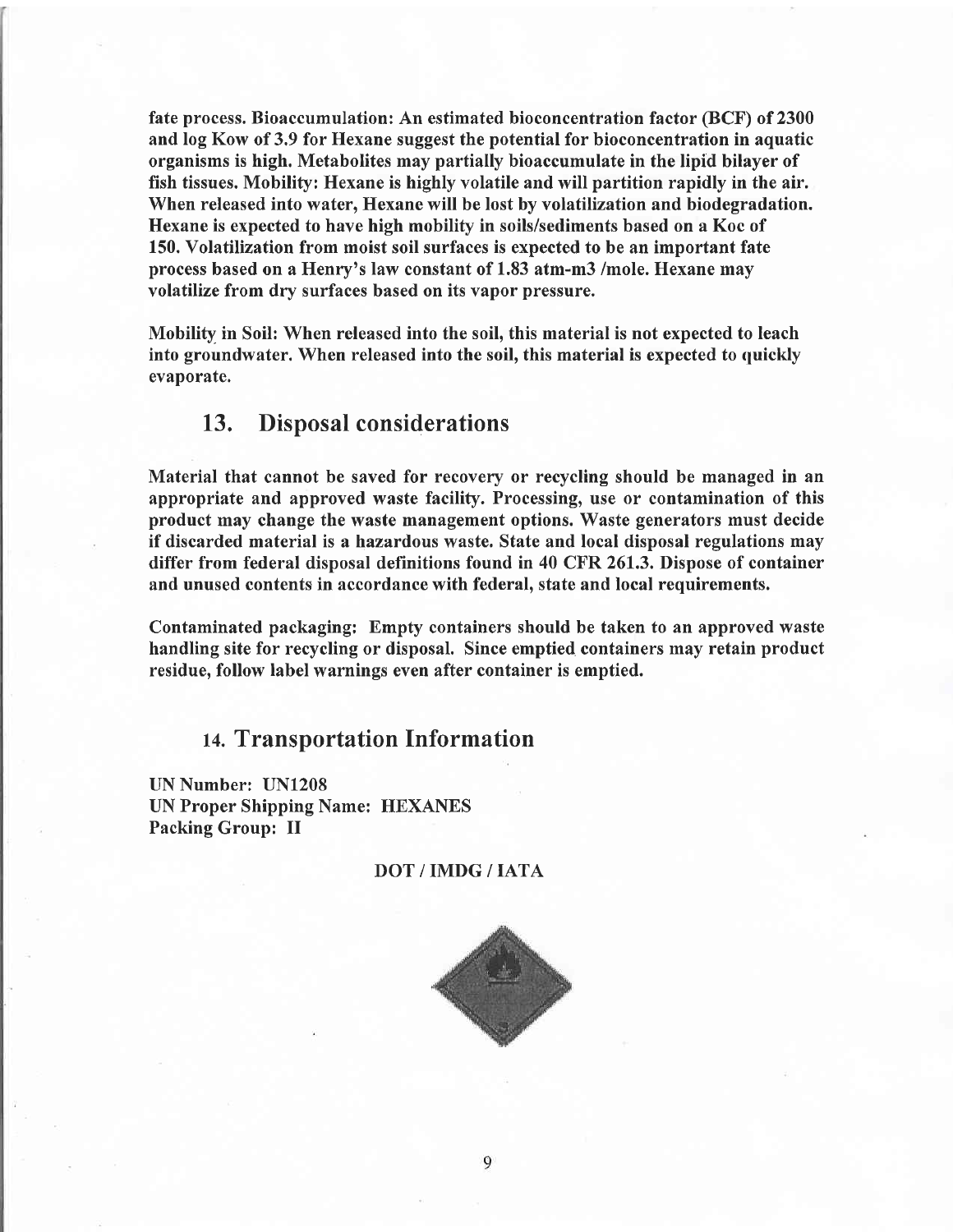fate process. Bioaccumulation: An estimated bioconcentration factor (BCF) of 2300 and log Kow of 3.9 for Hexane suggest the potential for bioconcentration in aquatic organisms is high. Metabolites may partially bioaccumulate in the lipid bilayer of fish tissues. Mobility: Hexane is highly volatile and will partition rapidly in the air. When released into water, Hexane will be lost by volatilization and biodegradation. Hexane is expected to have high mobility in soils/sediments based on a Koc of 150. Volatilization from moist soil surfaces is expected to be an important fate process based on a Henry's law constant of 1.83 atm-m3 /mole. Hexane may volatilize from dry surfaces based on its vapor pressure.

Mobility in Soil: When released into the soil, this material is not expected to leach into groundwater. When released into the soil, this material is expected to quickly evaporate.

## 13. Disposal considerations

Material that cannot be saved for recovery or recycling should be managed in an appropriate and approved waste facility. Processing, use or contamination of this product may change the waste management options. Waste generators must decide if discarded material is a hazardous waste. State and local disposal regulations may differ from federal disposal definitions found in 40 CFR 261.3. Dispose of container and unused contents in accordance with federal, state and local requirements.

Contaminated packaging: Empty containers should be taken to an approved waste handling site for recycling or disposal. Since emptied containers may retain product residue, follow label warnings even after container is emptied.

## 14. Transportation Information

UN Number: UN1208
UN Proper Shipping Name: HEXANES
Packing Group: II

DOT / IMDG / IATA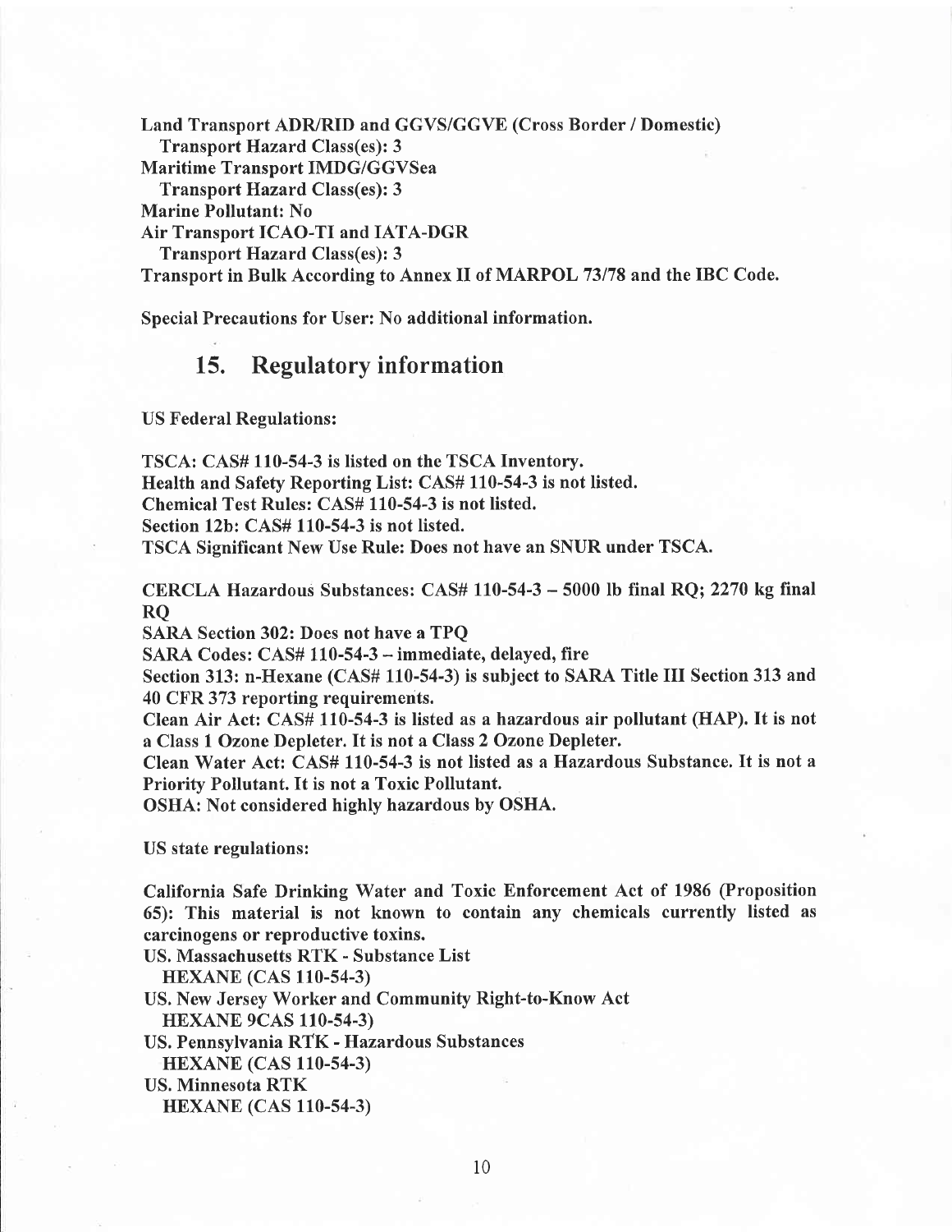**Land Transport ADR/RID and GGVS/GGVE (Cross Border / Domestic)**
**Transport Hazard Class(es): 3**
**Maritime Transport IMDG/GGVSea**
**Transport Hazard Class(es): 3**
**Marine Pollutant: No**
**Air Transport ICAO-TI and IATA-DGR**
**Transport Hazard Class(es): 3**
**Transport in Bulk According to Annex II of MARPOL 73/78 and the IBC Code.**

**Special Precautions for User: No additional information.**

## 15. Regulatory information

US Federal Regulations:

**TSCA: CAS# 110-54-3 is listed on the TSCA Inventory.**
**Health and Safety Reporting List: CAS# 110-54-3 is not listed.**
**Chemical Test Rules: CAS# 110-54-3 is not listed.**
**Section 12b: CAS# 110-54-3 is not listed.**
**TSCA Significant New Use Rule: Does not have an SNUR under TSCA.**

**CERCLA Hazardous Substances: CAS# 110-54-3 – 5000 lb final RQ; 2270 kg final RQ**
**SARA Section 302: Does not have a TPQ**
**SARA Codes: CAS# 110-54-3 – immediate, delayed, fire**
**Section 313: n-Hexane (CAS# 110-54-3) is subject to SARA Title III Section 313 and 40 CFR 373 reporting requirements.**
**Clean Air Act: CAS# 110-54-3 is listed as a hazardous air pollutant (HAP). It is not a Class 1 Ozone Depleter. It is not a Class 2 Ozone Depleter.**
**Clean Water Act: CAS# 110-54-3 is not listed as a Hazardous Substance. It is not a Priority Pollutant. It is not a Toxic Pollutant.**
**OSHA: Not considered highly hazardous by OSHA.**

US state regulations:

**California Safe Drinking Water and Toxic Enforcement Act of 1986 (Proposition 65): This material is not known to contain any chemicals currently listed as carcinogens or reproductive toxins.**
**US. Massachusetts RTK - Substance List**
**HEXANE (CAS 110-54-3)**
**US. New Jersey Worker and Community Right-to-Know Act**
**HEXANE 9CAS 110-54-3)**
**US. Pennsylvania RTK - Hazardous Substances**
**HEXANE (CAS 110-54-3)**
**US. Minnesota RTK**
**HEXANE (CAS 110-54-3)**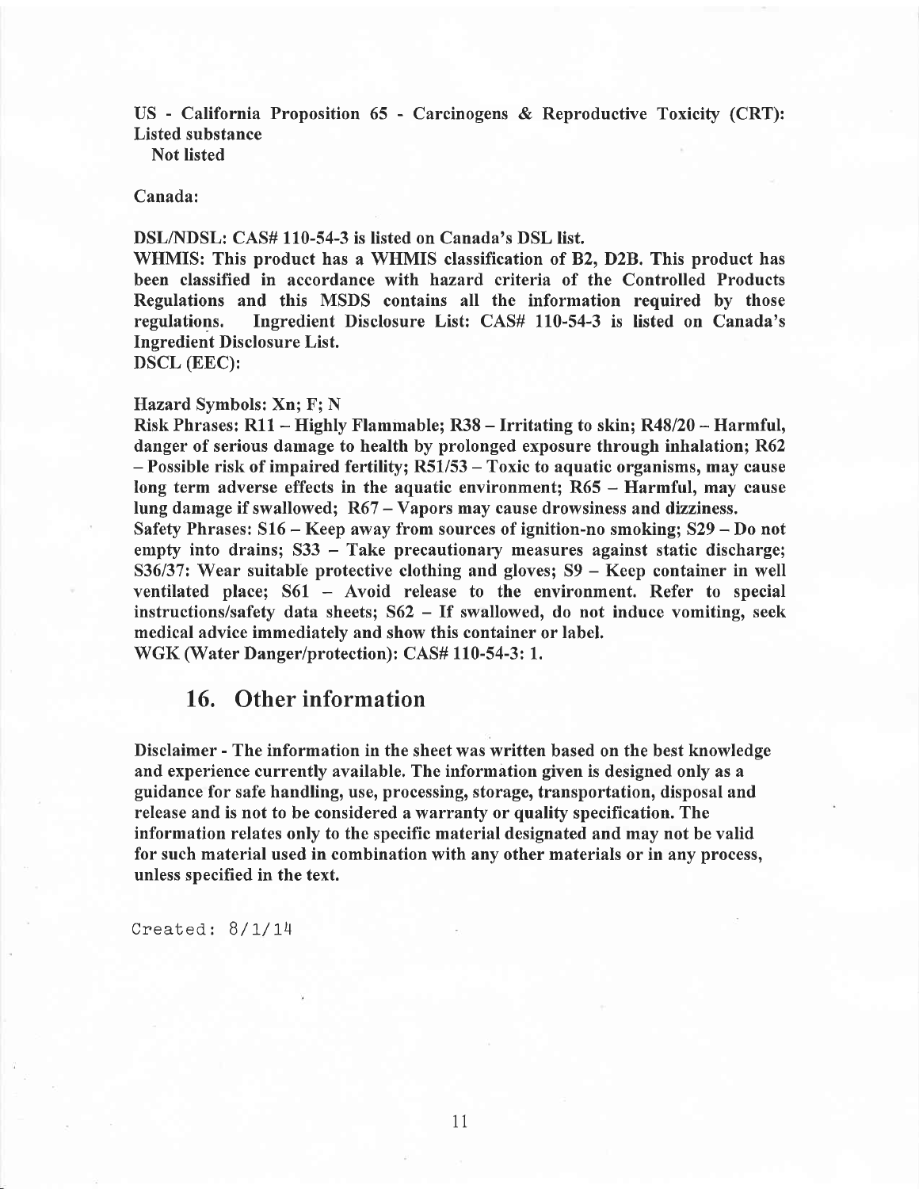**US - California Proposition 65 - Carcinogens & Reproductive Toxicity (CRT): Listed substance**

**Not listed**

**Canada:**

**DSL/NDSL: CAS# 110-54-3 is listed on Canada's DSL list.**

**WHMIS: This product has a WHMIS classification of B2, D2B. This product has been classified in accordance with hazard criteria of the Controlled Products Regulations and this MSDS contains all the information required by those regulations. Ingredient Disclosure List: CAS# 110-54-3 is listed on Canada's Ingredient Disclosure List.**

**DSCL (EEC):**

**Hazard Symbols: Xn; F; N**

**Risk Phrases: R11 – Highly Flammable; R38 – Irritating to skin; R48/20 – Harmful, danger of serious damage to health by prolonged exposure through inhalation; R62 – Possible risk of impaired fertility; R51/53 – Toxic to aquatic organisms, may cause long term adverse effects in the aquatic environment; R65 – Harmful, may cause lung damage if swallowed; R67 – Vapors may cause drowsiness and dizziness.**

**Safety Phrases: S16 – Keep away from sources of ignition-no smoking; S29 – Do not empty into drains; S33 – Take precautionary measures against static discharge; S36/37: Wear suitable protective clothing and gloves; S9 – Keep container in well ventilated place; S61 – Avoid release to the environment. Refer to special instructions/safety data sheets; S62 – If swallowed, do not induce vomiting, seek medical advice immediately and show this container or label.**

**WGK (Water Danger/protection): CAS# 110-54-3: 1.**

## 16. Other information

**Disclaimer - The information in the sheet was written based on the best knowledge and experience currently available. The information given is designed only as a guidance for safe handling, use, processing, storage, transportation, disposal and release and is not to be considered a warranty or quality specification. The information relates only to the specific material designated and may not be valid for such material used in combination with any other materials or in any process, unless specified in the text.**

Created: 8/1/14